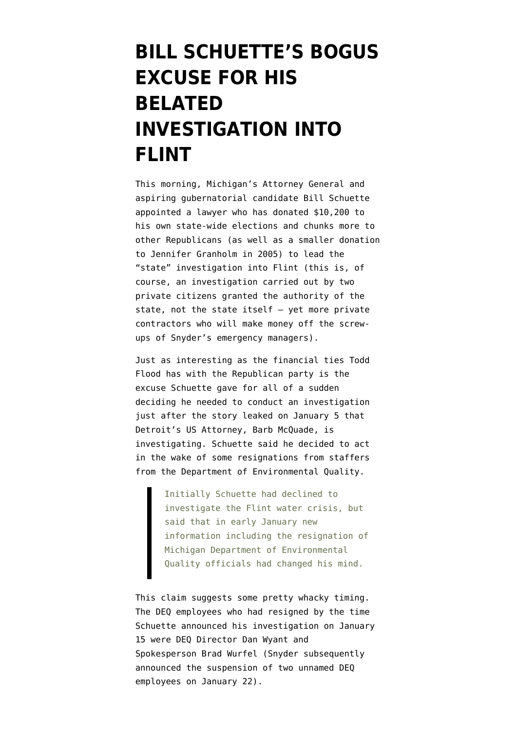# BILL SCHUETTE'S BOGUS EXCUSE FOR HIS BELATED INVESTIGATION INTO FLINT

This morning, Michigan's Attorney General and aspiring gubernatorial candidate Bill Schuette appointed a lawyer who has donated $10,200 to his own state-wide elections and chunks more to other Republicans (as well as a smaller donation to Jennifer Granholm in 2005) to lead the "state" investigation into Flint (this is, of course, an investigation carried out by two private citizens granted the authority of the state, not the state itself — yet more private contractors who will make money off the screw-ups of Snyder's emergency managers).

Just as interesting as the financial ties Todd Flood has with the Republican party is the excuse Schuette gave for all of a sudden deciding he needed to conduct an investigation just after the story leaked on January 5 that Detroit's US Attorney, Barb McQuade, is investigating. Schuette said he decided to act in the wake of some resignations from staffers from the Department of Environmental Quality.

> Initially Schuette had declined to investigate the Flint water crisis, but said that in early January new information including the resignation of Michigan Department of Environmental Quality officials had changed his mind.

This claim suggests some pretty whacky timing. The DEQ employees who had resigned by the time Schuette announced his investigation on January 15 were DEQ Director Dan Wyant and Spokesperson Brad Wurfel (Snyder subsequently announced the suspension of two unnamed DEQ employees on January 22).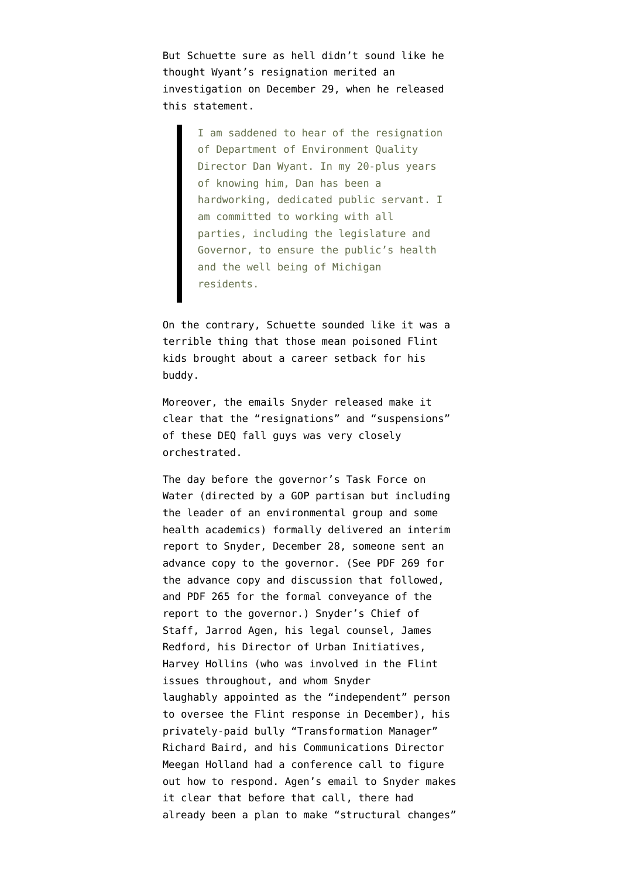But Schuette sure as hell didn't sound like he thought Wyant's resignation merited an investigation on December 29, when he released this statement.

> I am saddened to hear of the resignation of Department of Environment Quality Director Dan Wyant. In my 20-plus years of knowing him, Dan has been a hardworking, dedicated public servant. I am committed to working with all parties, including the legislature and Governor, to ensure the public's health and the well being of Michigan residents.

On the contrary, Schuette sounded like it was a terrible thing that those mean poisoned Flint kids brought about a career setback for his buddy.

Moreover, the emails Snyder released make it clear that the "resignations" and "suspensions" of these DEQ fall guys was very closely orchestrated.

The day before the governor's Task Force on Water (directed by a GOP partisan but including the leader of an environmental group and some health academics) formally delivered an interim report to Snyder, December 28, someone sent an advance copy to the governor. (See PDF 269 for the advance copy and discussion that followed, and PDF 265 for the formal conveyance of the report to the governor.) Snyder's Chief of Staff, Jarrod Agen, his legal counsel, James Redford, his Director of Urban Initiatives, Harvey Hollins (who was involved in the Flint issues throughout, and whom Snyder laughably appointed as the "independent" person to oversee the Flint response in December), his privately-paid bully "Transformation Manager" Richard Baird, and his Communications Director Meegan Holland had a conference call to figure out how to respond. Agen's email to Snyder makes it clear that before that call, there had already been a plan to make "structural changes"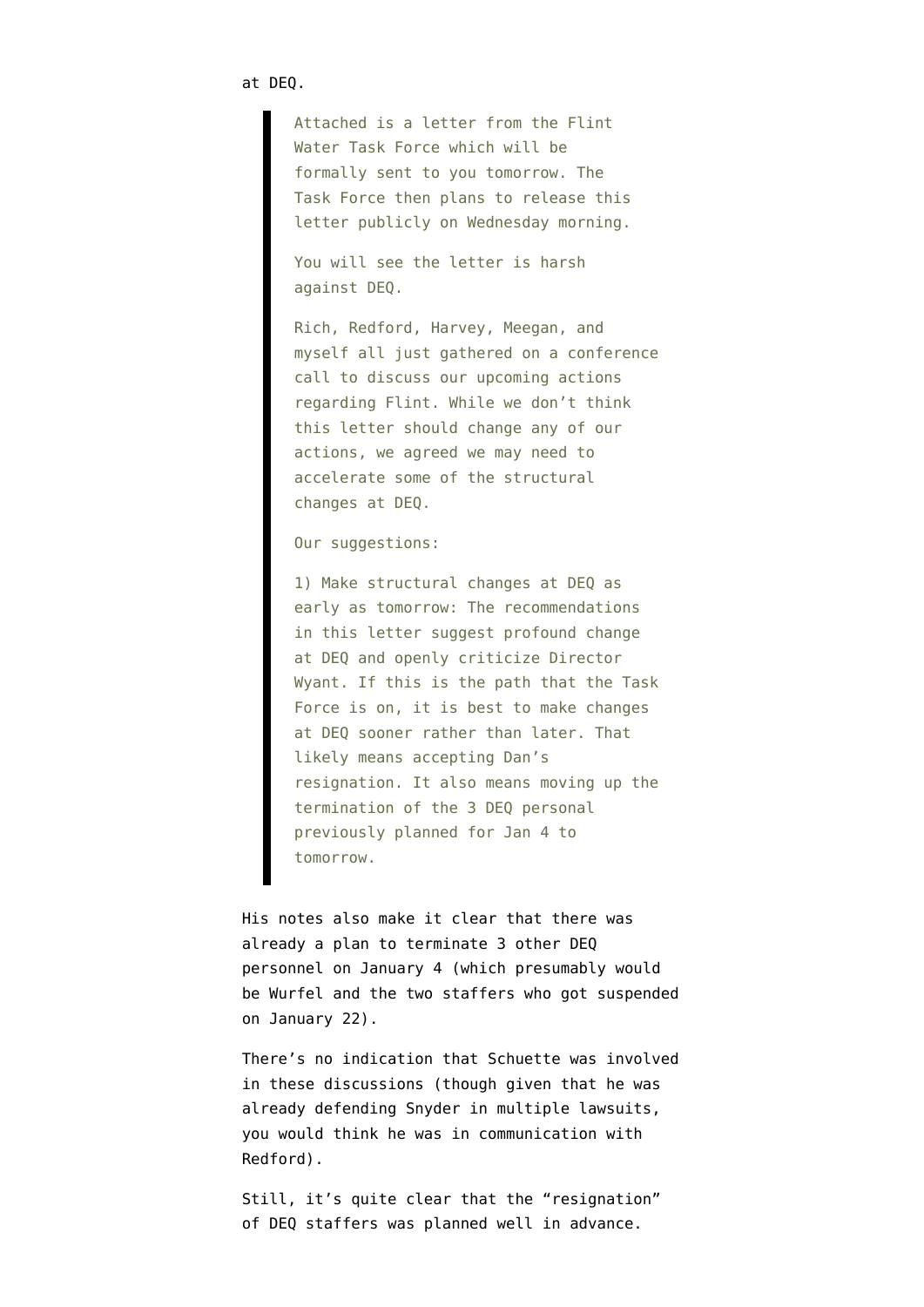at DEQ.

> Attached is a letter from the Flint Water Task Force which will be formally sent to you tomorrow. The Task Force then plans to release this letter publicly on Wednesday morning.
>
> You will see the letter is harsh against DEQ.
>
> Rich, Redford, Harvey, Meegan, and myself all just gathered on a conference call to discuss our upcoming actions regarding Flint. While we don't think this letter should change any of our actions, we agreed we may need to accelerate some of the structural changes at DEQ.
>
> Our suggestions:
>
> 1) Make structural changes at DEQ as early as tomorrow: The recommendations in this letter suggest profound change at DEQ and openly criticize Director Wyant. If this is the path that the Task Force is on, it is best to make changes at DEQ sooner rather than later. That likely means accepting Dan's resignation. It also means moving up the termination of the 3 DEQ personal previously planned for Jan 4 to tomorrow.

His notes also make it clear that there was already a plan to terminate 3 other DEQ personnel on January 4 (which presumably would be Wurfel and the two staffers who got suspended on January 22).

There's no indication that Schuette was involved in these discussions (though given that he was already defending Snyder in multiple lawsuits, you would think he was in communication with Redford).

Still, it's quite clear that the "resignation" of DEQ staffers was planned well in advance.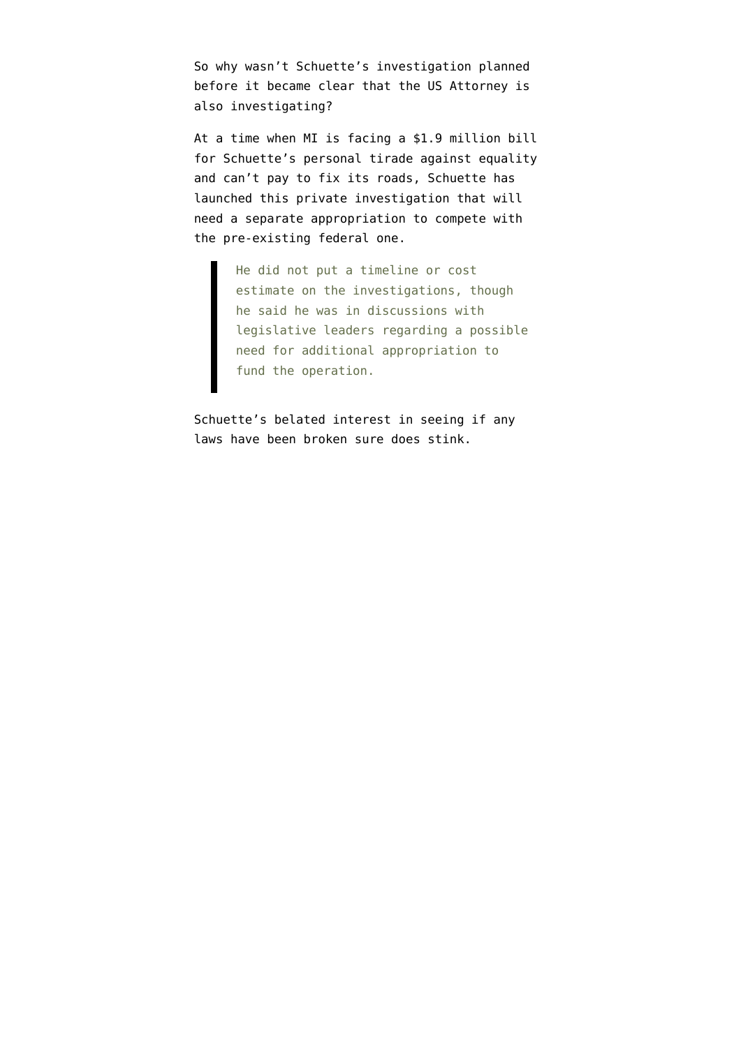So why wasn't Schuette's investigation planned before it became clear that the US Attorney is also investigating?

At a time when MI is facing a $1.9 million bill for Schuette's personal tirade against equality and can't pay to fix its roads, Schuette has launched this private investigation that will need a separate appropriation to compete with the pre-existing federal one.

> He did not put a timeline or cost estimate on the investigations, though he said he was in discussions with legislative leaders regarding a possible need for additional appropriation to fund the operation.

Schuette's belated interest in seeing if any laws have been broken sure does stink.